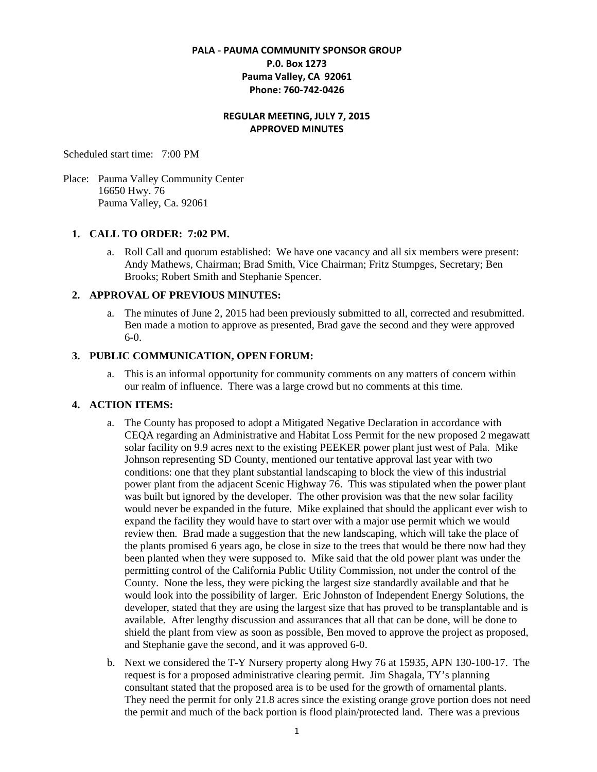**PALA - PAUMA COMMUNITY SPONSOR GROUP**
**P.0. Box 1273**
**Pauma Valley, CA 92061**
**Phone: 760-742-0426**

**REGULAR MEETING, JULY 7, 2015**
**APPROVED MINUTES**

Scheduled start time: 7:00 PM

Place: Pauma Valley Community Center
16650 Hwy. 76
Pauma Valley, Ca. 92061

1. **CALL TO ORDER: 7:02 PM.**
   a. Roll Call and quorum established: We have one vacancy and all six members were present: Andy Mathews, Chairman; Brad Smith, Vice Chairman; Fritz Stumpges, Secretary; Ben Brooks; Robert Smith and Stephanie Spencer.

2. **APPROVAL OF PREVIOUS MINUTES:**
   a. The minutes of June 2, 2015 had been previously submitted to all, corrected and resubmitted. Ben made a motion to approve as presented, Brad gave the second and they were approved 6-0.

3. **PUBLIC COMMUNICATION, OPEN FORUM:**
   a. This is an informal opportunity for community comments on any matters of concern within our realm of influence. There was a large crowd but no comments at this time.

4. **ACTION ITEMS:**
   a. The County has proposed to adopt a Mitigated Negative Declaration in accordance with CEQA regarding an Administrative and Habitat Loss Permit for the new proposed 2 megawatt solar facility on 9.9 acres next to the existing PEEKER power plant just west of Pala. Mike Johnson representing SD County, mentioned our tentative approval last year with two conditions: one that they plant substantial landscaping to block the view of this industrial power plant from the adjacent Scenic Highway 76. This was stipulated when the power plant was built but ignored by the developer. The other provision was that the new solar facility would never be expanded in the future. Mike explained that should the applicant ever wish to expand the facility they would have to start over with a major use permit which we would review then. Brad made a suggestion that the new landscaping, which will take the place of the plants promised 6 years ago, be close in size to the trees that would be there now had they been planted when they were supposed to. Mike said that the old power plant was under the permitting control of the California Public Utility Commission, not under the control of the County. None the less, they were picking the largest size standardly available and that he would look into the possibility of larger. Eric Johnston of Independent Energy Solutions, the developer, stated that they are using the largest size that has proved to be transplantable and is available. After lengthy discussion and assurances that all that can be done, will be done to shield the plant from view as soon as possible, Ben moved to approve the project as proposed, and Stephanie gave the second, and it was approved 6-0.
   b. Next we considered the T-Y Nursery property along Hwy 76 at 15935, APN 130-100-17. The request is for a proposed administrative clearing permit. Jim Shagala, TY's planning consultant stated that the proposed area is to be used for the growth of ornamental plants. They need the permit for only 21.8 acres since the existing orange grove portion does not need the permit and much of the back portion is flood plain/protected land. There was a previous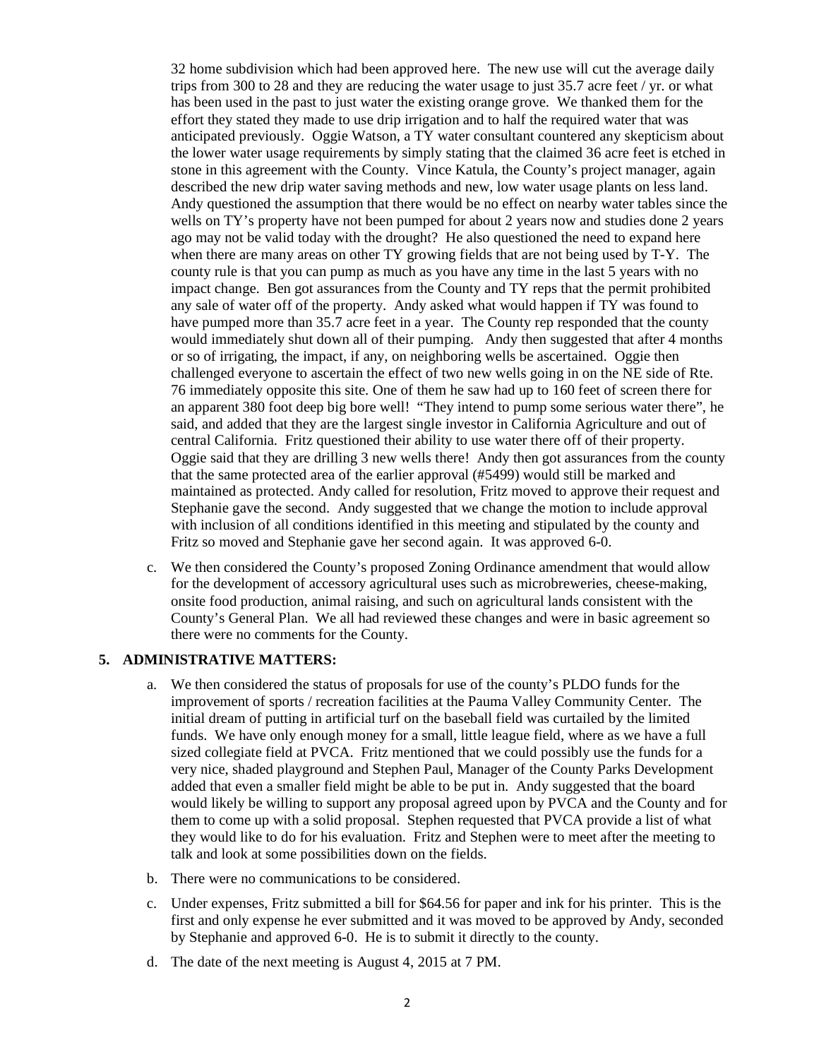32 home subdivision which had been approved here. The new use will cut the average daily trips from 300 to 28 and they are reducing the water usage to just 35.7 acre feet / yr. or what has been used in the past to just water the existing orange grove. We thanked them for the effort they stated they made to use drip irrigation and to half the required water that was anticipated previously. Oggie Watson, a TY water consultant countered any skepticism about the lower water usage requirements by simply stating that the claimed 36 acre feet is etched in stone in this agreement with the County. Vince Katula, the County's project manager, again described the new drip water saving methods and new, low water usage plants on less land. Andy questioned the assumption that there would be no effect on nearby water tables since the wells on TY's property have not been pumped for about 2 years now and studies done 2 years ago may not be valid today with the drought? He also questioned the need to expand here when there are many areas on other TY growing fields that are not being used by T-Y. The county rule is that you can pump as much as you have any time in the last 5 years with no impact change. Ben got assurances from the County and TY reps that the permit prohibited any sale of water off of the property. Andy asked what would happen if TY was found to have pumped more than 35.7 acre feet in a year. The County rep responded that the county would immediately shut down all of their pumping. Andy then suggested that after 4 months or so of irrigating, the impact, if any, on neighboring wells be ascertained. Oggie then challenged everyone to ascertain the effect of two new wells going in on the NE side of Rte. 76 immediately opposite this site. One of them he saw had up to 160 feet of screen there for an apparent 380 foot deep big bore well! "They intend to pump some serious water there", he said, and added that they are the largest single investor in California Agriculture and out of central California. Fritz questioned their ability to use water there off of their property. Oggie said that they are drilling 3 new wells there! Andy then got assurances from the county that the same protected area of the earlier approval (#5499) would still be marked and maintained as protected. Andy called for resolution, Fritz moved to approve their request and Stephanie gave the second. Andy suggested that we change the motion to include approval with inclusion of all conditions identified in this meeting and stipulated by the county and Fritz so moved and Stephanie gave her second again. It was approved 6-0.

c. We then considered the County's proposed Zoning Ordinance amendment that would allow for the development of accessory agricultural uses such as microbreweries, cheese-making, onsite food production, animal raising, and such on agricultural lands consistent with the County's General Plan. We all had reviewed these changes and were in basic agreement so there were no comments for the County.

**5. ADMINISTRATIVE MATTERS:**

a. We then considered the status of proposals for use of the county's PLDO funds for the improvement of sports / recreation facilities at the Pauma Valley Community Center. The initial dream of putting in artificial turf on the baseball field was curtailed by the limited funds. We have only enough money for a small, little league field, where as we have a full sized collegiate field at PVCA. Fritz mentioned that we could possibly use the funds for a very nice, shaded playground and Stephen Paul, Manager of the County Parks Development added that even a smaller field might be able to be put in. Andy suggested that the board would likely be willing to support any proposal agreed upon by PVCA and the County and for them to come up with a solid proposal. Stephen requested that PVCA provide a list of what they would like to do for his evaluation. Fritz and Stephen were to meet after the meeting to talk and look at some possibilities down on the fields.

b. There were no communications to be considered.

c. Under expenses, Fritz submitted a bill for $64.56 for paper and ink for his printer. This is the first and only expense he ever submitted and it was moved to be approved by Andy, seconded by Stephanie and approved 6-0. He is to submit it directly to the county.

d. The date of the next meeting is August 4, 2015 at 7 PM.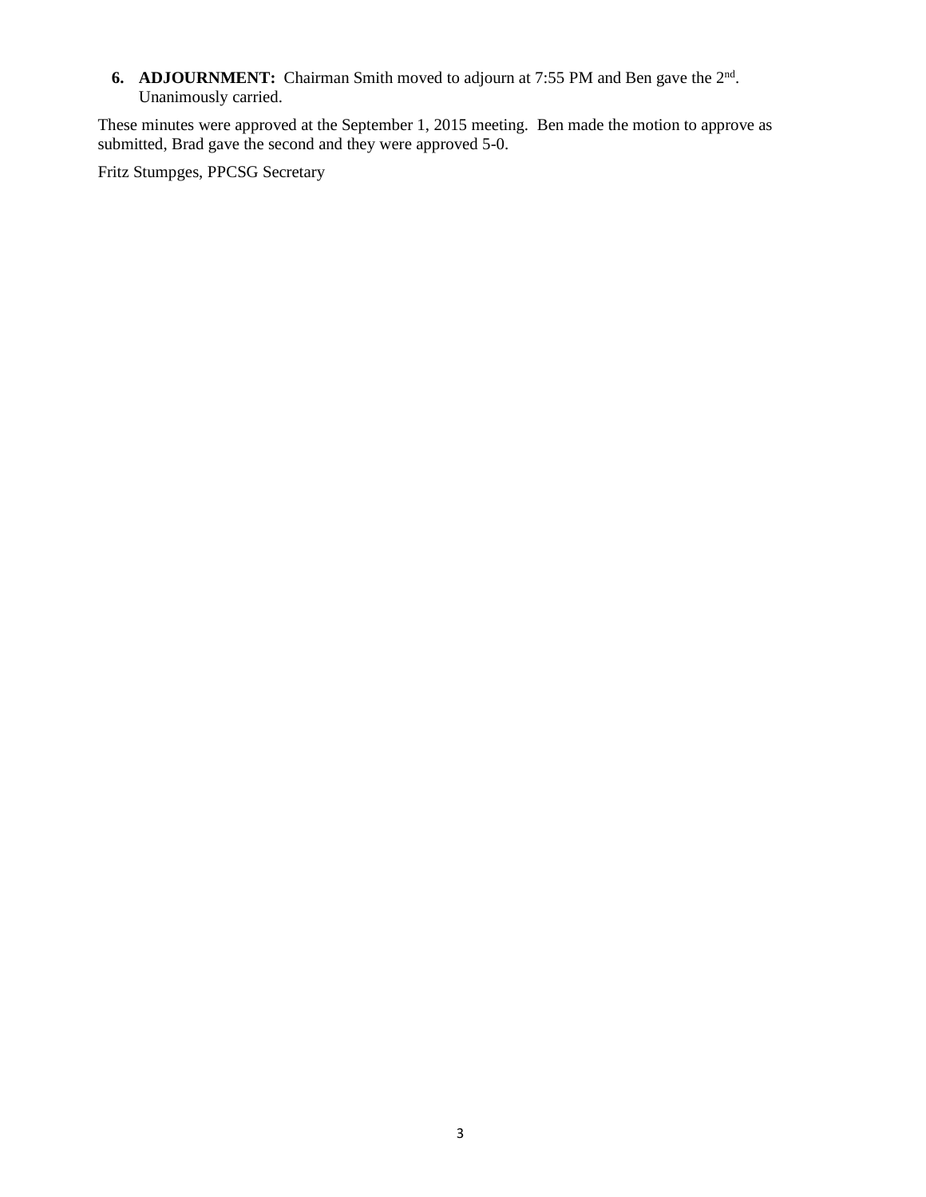6. **ADJOURNMENT:** Chairman Smith moved to adjourn at 7:55 PM and Ben gave the 2nd. Unanimously carried.

These minutes were approved at the September 1, 2015 meeting. Ben made the motion to approve as submitted, Brad gave the second and they were approved 5-0.

Fritz Stumpges, PPCSG Secretary